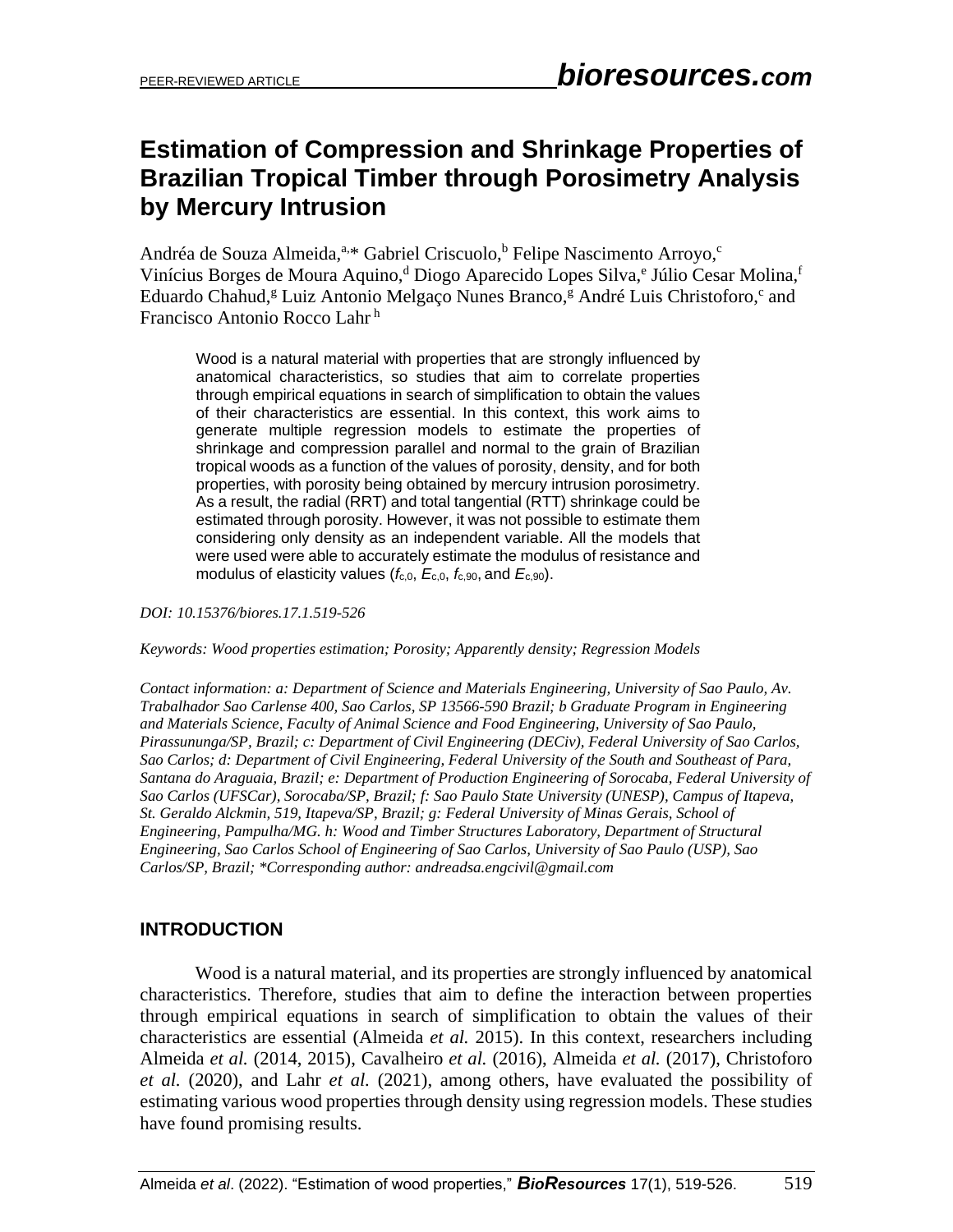# Estimation of Compression and Shrinkage Properties of Brazilian Tropical Timber through Porosimetry Analysis by Mercury Intrusion

Andréa de Souza Almeida,[a,*] Gabriel Criscuolo,[b] Felipe Nascimento Arroyo,[c] Vinícius Borges de Moura Aquino,[d] Diogo Aparecido Lopes Silva,[e] Júlio Cesar Molina,[f] Eduardo Chahud,[g] Luiz Antonio Melgaço Nunes Branco,[g] André Luis Christoforo,[c] and Francisco Antonio Rocco Lahr[h]

> Wood is a natural material with properties that are strongly influenced by anatomical characteristics, so studies that aim to correlate properties through empirical equations in search of simplification to obtain the values of their characteristics are essential. In this context, this work aims to generate multiple regression models to estimate the properties of shrinkage and compression parallel and normal to the grain of Brazilian tropical woods as a function of the values of porosity, density, and for both properties, with porosity being obtained by mercury intrusion porosimetry. As a result, the radial (RRT) and total tangential (RTT) shrinkage could be estimated through porosity. However, it was not possible to estimate them considering only density as an independent variable. All the models that were used were able to accurately estimate the modulus of resistance and modulus of elasticity values ($f_{c,0}$, $E_{c,0}$, $f_{c,90}$, and $E_{c,90}$).

*DOI: 10.15376/biores.17.1.519-526*

*Keywords: Wood properties estimation; Porosity; Apparently density; Regression Models*

*Contact information: a: Department of Science and Materials Engineering, University of Sao Paulo, Av. Trabalhador Sao Carlense 400, Sao Carlos, SP 13566-590 Brazil; b Graduate Program in Engineering and Materials Science, Faculty of Animal Science and Food Engineering, University of Sao Paulo, Pirassununga/SP, Brazil; c: Department of Civil Engineering (DECiv), Federal University of Sao Carlos, Sao Carlos; d: Department of Civil Engineering, Federal University of the South and Southeast of Para, Santana do Araguaia, Brazil; e: Department of Production Engineering of Sorocaba, Federal University of Sao Carlos (UFSCar), Sorocaba/SP, Brazil; f: Sao Paulo State University (UNESP), Campus of Itapeva, St. Geraldo Alckmin, 519, Itapeva/SP, Brazil; g: Federal University of Minas Gerais, School of Engineering, Pampulha/MG. h: Wood and Timber Structures Laboratory, Department of Structural Engineering, Sao Carlos School of Engineering of Sao Carlos, University of Sao Paulo (USP), Sao Carlos/SP, Brazil; \*Corresponding author: andreadsa.engcivil@gmail.com*

## INTRODUCTION

Wood is a natural material, and its properties are strongly influenced by anatomical characteristics. Therefore, studies that aim to define the interaction between properties through empirical equations in search of simplification to obtain the values of their characteristics are essential (Almeida *et al.* 2015). In this context, researchers including Almeida *et al.* (2014, 2015), Cavalheiro *et al.* (2016), Almeida *et al.* (2017), Christoforo *et al.* (2020), and Lahr *et al.* (2021), among others, have evaluated the possibility of estimating various wood properties through density using regression models. These studies have found promising results.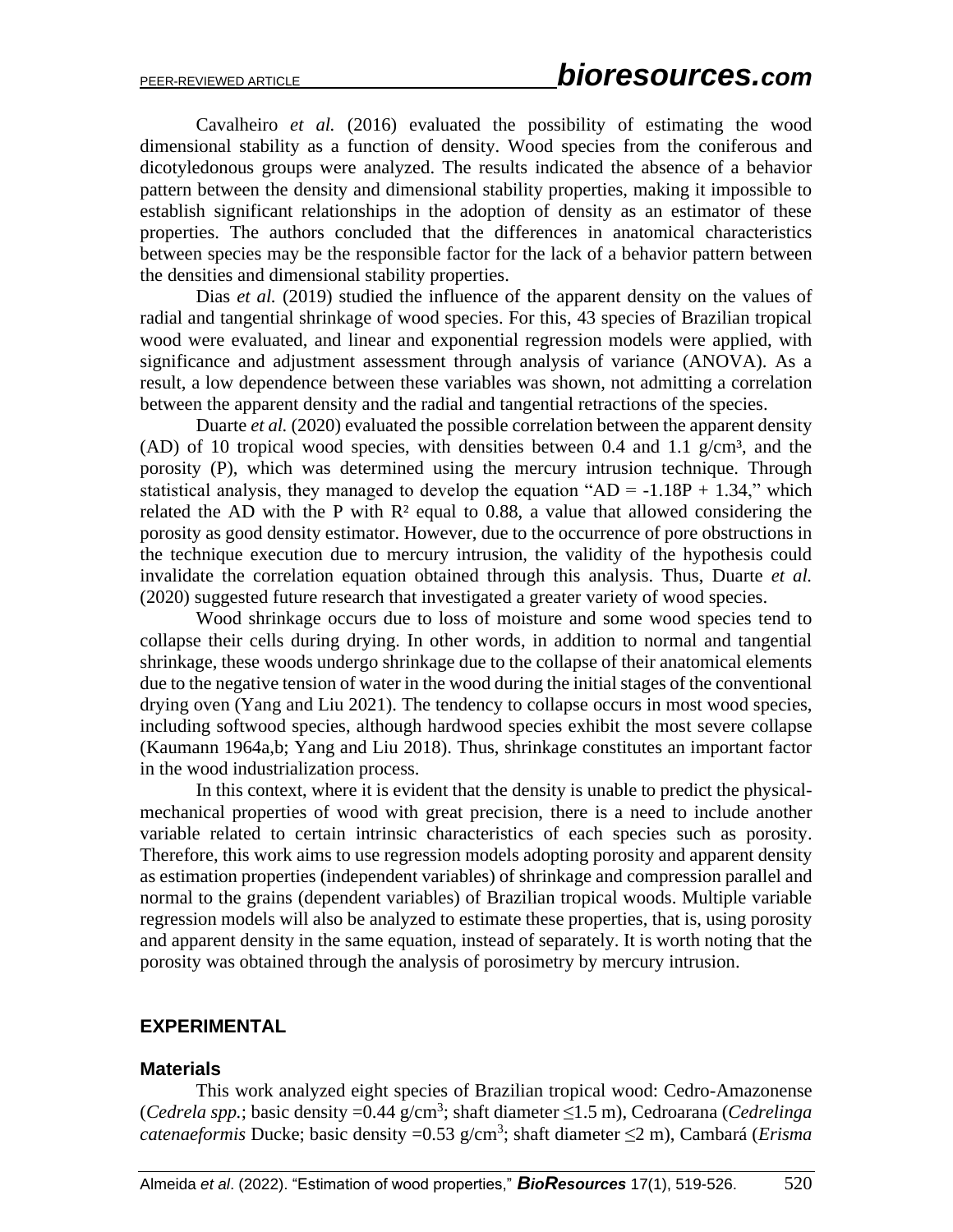Cavalheiro *et al.* (2016) evaluated the possibility of estimating the wood dimensional stability as a function of density. Wood species from the coniferous and dicotyledonous groups were analyzed. The results indicated the absence of a behavior pattern between the density and dimensional stability properties, making it impossible to establish significant relationships in the adoption of density as an estimator of these properties. The authors concluded that the differences in anatomical characteristics between species may be the responsible factor for the lack of a behavior pattern between the densities and dimensional stability properties.

Dias *et al.* (2019) studied the influence of the apparent density on the values of radial and tangential shrinkage of wood species. For this, 43 species of Brazilian tropical wood were evaluated, and linear and exponential regression models were applied, with significance and adjustment assessment through analysis of variance (ANOVA). As a result, a low dependence between these variables was shown, not admitting a correlation between the apparent density and the radial and tangential retractions of the species.

Duarte *et al.* (2020) evaluated the possible correlation between the apparent density (AD) of 10 tropical wood species, with densities between 0.4 and 1.1 g/cm³, and the porosity (P), which was determined using the mercury intrusion technique. Through statistical analysis, they managed to develop the equation "AD = -1.18P + 1.34," which related the AD with the P with $R^2$ equal to 0.88, a value that allowed considering the porosity as good density estimator. However, due to the occurrence of pore obstructions in the technique execution due to mercury intrusion, the validity of the hypothesis could invalidate the correlation equation obtained through this analysis. Thus, Duarte *et al.* (2020) suggested future research that investigated a greater variety of wood species.

Wood shrinkage occurs due to loss of moisture and some wood species tend to collapse their cells during drying. In other words, in addition to normal and tangential shrinkage, these woods undergo shrinkage due to the collapse of their anatomical elements due to the negative tension of water in the wood during the initial stages of the conventional drying oven (Yang and Liu 2021). The tendency to collapse occurs in most wood species, including softwood species, although hardwood species exhibit the most severe collapse (Kaumann 1964a,b; Yang and Liu 2018). Thus, shrinkage constitutes an important factor in the wood industrialization process.

In this context, where it is evident that the density is unable to predict the physical-mechanical properties of wood with great precision, there is a need to include another variable related to certain intrinsic characteristics of each species such as porosity. Therefore, this work aims to use regression models adopting porosity and apparent density as estimation properties (independent variables) of shrinkage and compression parallel and normal to the grains (dependent variables) of Brazilian tropical woods. Multiple variable regression models will also be analyzed to estimate these properties, that is, using porosity and apparent density in the same equation, instead of separately. It is worth noting that the porosity was obtained through the analysis of porosimetry by mercury intrusion.

## EXPERIMENTAL

### Materials

This work analyzed eight species of Brazilian tropical wood: Cedro-Amazonense (*Cedrela spp.*; basic density =0.44 g/cm³; shaft diameter ≤1.5 m), Cedroarana (*Cedrelinga catenaeformis* Ducke; basic density =0.53 g/cm³; shaft diameter ≤2 m), Cambará (*Erisma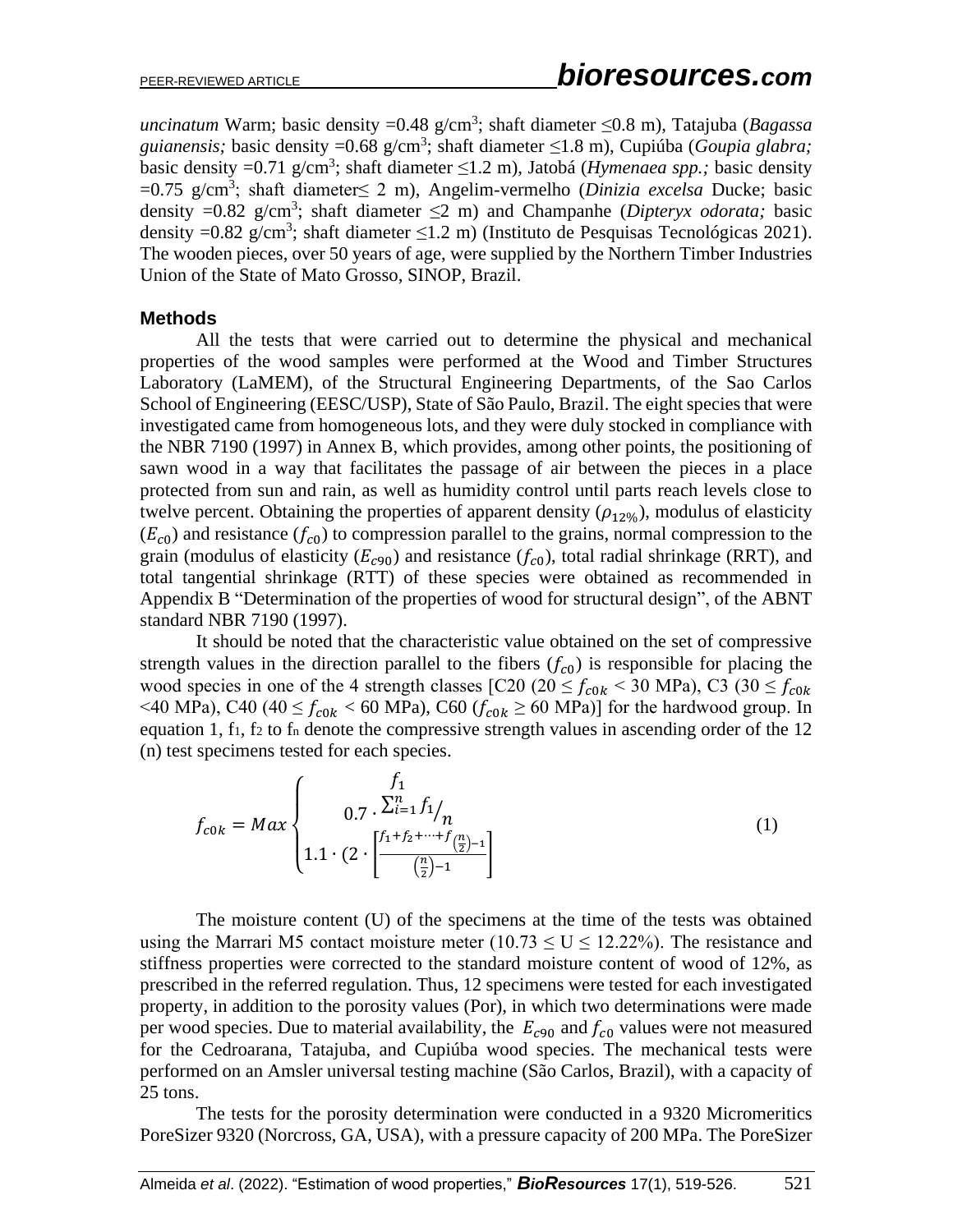*uncinatum* Warm; basic density =0.48 g/cm$^3$; shaft diameter ≤0.8 m), Tatajuba (*Bagassa guianensis;* basic density =0.68 g/cm$^3$; shaft diameter ≤1.8 m), Cupiúba (*Goupia glabra;* basic density =0.71 g/cm$^3$; shaft diameter ≤1.2 m), Jatobá (*Hymenaea spp.;* basic density =0.75 g/cm$^3$; shaft diameter≤ 2 m), Angelim-vermelho (*Dinizia excelsa* Ducke; basic density =0.82 g/cm$^3$; shaft diameter ≤2 m) and Champanhe (*Dipteryx odorata;* basic density =0.82 g/cm$^3$; shaft diameter ≤1.2 m) (Instituto de Pesquisas Tecnológicas 2021). The wooden pieces, over 50 years of age, were supplied by the Northern Timber Industries Union of the State of Mato Grosso, SINOP, Brazil.

### Methods

All the tests that were carried out to determine the physical and mechanical properties of the wood samples were performed at the Wood and Timber Structures Laboratory (LaMEM), of the Structural Engineering Departments, of the Sao Carlos School of Engineering (EESC/USP), State of São Paulo, Brazil. The eight species that were investigated came from homogeneous lots, and they were duly stocked in compliance with the NBR 7190 (1997) in Annex B, which provides, among other points, the positioning of sawn wood in a way that facilitates the passage of air between the pieces in a place protected from sun and rain, as well as humidity control until parts reach levels close to twelve percent. Obtaining the properties of apparent density ($\rho_{12\%}$), modulus of elasticity ($E_{c0}$) and resistance ($f_{c0}$) to compression parallel to the grains, normal compression to the grain (modulus of elasticity ($E_{c90}$) and resistance ($f_{c0}$), total radial shrinkage (RRT), and total tangential shrinkage (RTT) of these species were obtained as recommended in Appendix B "Determination of the properties of wood for structural design", of the ABNT standard NBR 7190 (1997).

It should be noted that the characteristic value obtained on the set of compressive strength values in the direction parallel to the fibers ($f_{c0}$) is responsible for placing the wood species in one of the 4 strength classes [C20 (20 ≤ $f_{c0k}$ < 30 MPa), C3 (30 ≤ $f_{c0k}$ <40 MPa), C40 (40 ≤ $f_{c0k}$ < 60 MPa), C60 ($f_{c0k}$ ≥ 60 MPa)] for the hardwood group. In equation 1, $f_1$, $f_2$ to $f_n$ denote the compressive strength values in ascending order of the 12 (n) test specimens tested for each species.

$$f_{c0k} = Max \begin{cases} f_1 \\ 0.7 \cdot \sum_{i=1}^{n} f_1 / n \\ 1.1 \cdot (2 \cdot \left[ \frac{f_1 + f_2 + \cdots + f_{\left(\frac{n}{2}\right)-1}}{\left(\frac{n}{2}\right)-1} \right] \end{cases} \tag{1}$$

The moisture content (U) of the specimens at the time of the tests was obtained using the Marrari M5 contact moisture meter (10.73 ≤ U ≤ 12.22%). The resistance and stiffness properties were corrected to the standard moisture content of wood of 12%, as prescribed in the referred regulation. Thus, 12 specimens were tested for each investigated property, in addition to the porosity values (Por), in which two determinations were made per wood species. Due to material availability, the $E_{c90}$ and $f_{c0}$ values were not measured for the Cedroarana, Tatajuba, and Cupiúba wood species. The mechanical tests were performed on an Amsler universal testing machine (São Carlos, Brazil), with a capacity of 25 tons.

The tests for the porosity determination were conducted in a 9320 Micromeritics PoreSizer 9320 (Norcross, GA, USA), with a pressure capacity of 200 MPa. The PoreSizer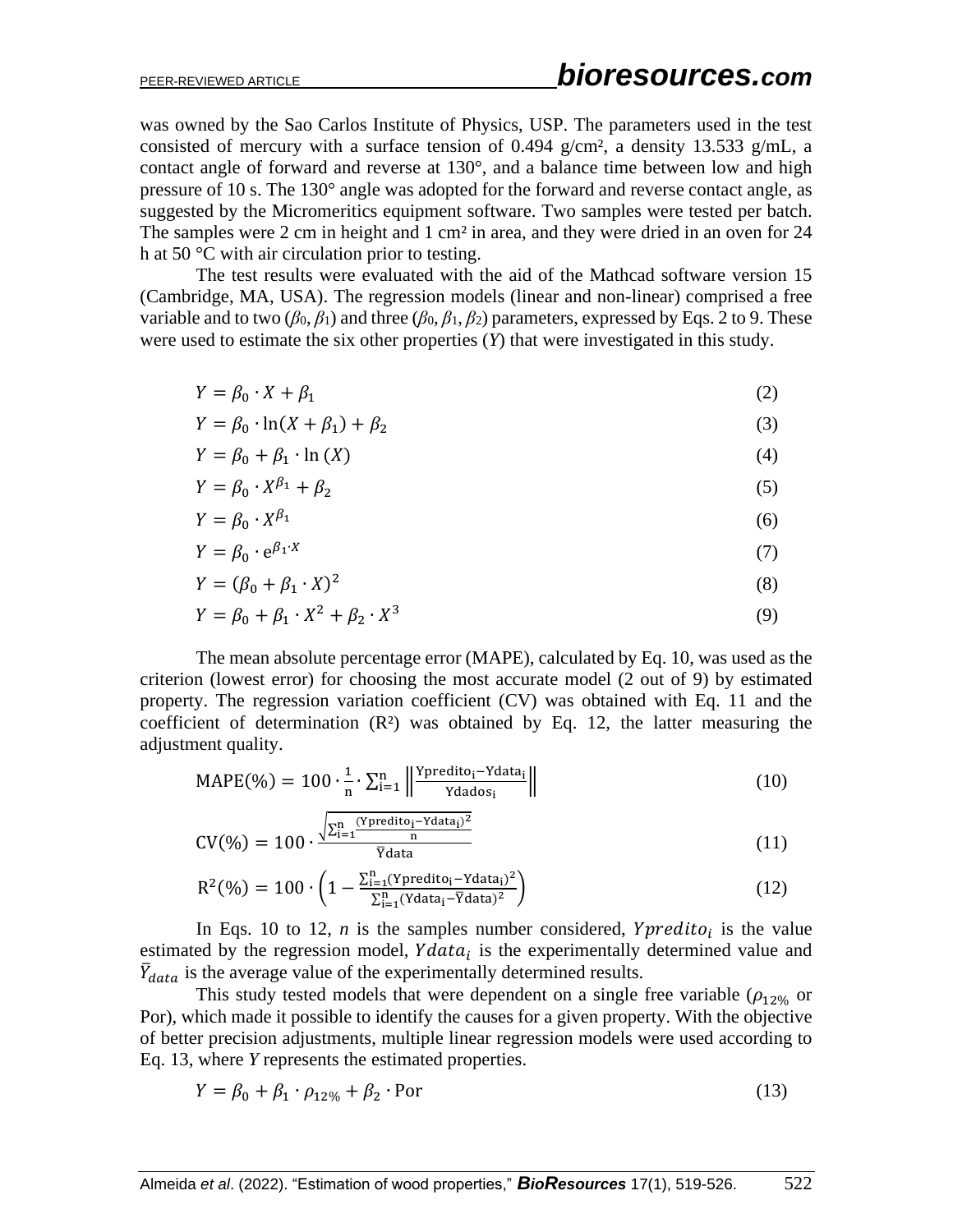was owned by the Sao Carlos Institute of Physics, USP. The parameters used in the test consisted of mercury with a surface tension of 0.494 g/cm², a density 13.533 g/mL, a contact angle of forward and reverse at 130°, and a balance time between low and high pressure of 10 s. The 130° angle was adopted for the forward and reverse contact angle, as suggested by the Micromeritics equipment software. Two samples were tested per batch. The samples were 2 cm in height and 1 cm² in area, and they were dried in an oven for 24 h at 50 °C with air circulation prior to testing.

The test results were evaluated with the aid of the Mathcad software version 15 (Cambridge, MA, USA). The regression models (linear and non-linear) comprised a free variable and to two ($\beta_0$, $\beta_1$) and three ($\beta_0$, $\beta_1$, $\beta_2$) parameters, expressed by Eqs. 2 to 9. These were used to estimate the six other properties ($Y$) that were investigated in this study.

$$Y = \beta_0 \cdot X + \beta_1 \tag{2}$$

$$Y = \beta_0 \cdot \ln(X + \beta_1) + \beta_2 \tag{3}$$

$$Y = \beta_0 + \beta_1 \cdot \ln(X) \tag{4}$$

$$Y = \beta_0 \cdot X^{\beta_1} + \beta_2 \tag{5}$$

$$Y = \beta_0 \cdot X^{\beta_1} \tag{6}$$

$$Y = \beta_0 \cdot e^{\beta_1 \cdot X} \tag{7}$$

$$Y = (\beta_0 + \beta_1 \cdot X)^2 \tag{8}$$

$$Y = \beta_0 + \beta_1 \cdot X^2 + \beta_2 \cdot X^3 \tag{9}$$

The mean absolute percentage error (MAPE), calculated by Eq. 10, was used as the criterion (lowest error) for choosing the most accurate model (2 out of 9) by estimated property. The regression variation coefficient (CV) was obtained with Eq. 11 and the coefficient of determination (R²) was obtained by Eq. 12, the latter measuring the adjustment quality.

$$\text{MAPE}(\%) = 100 \cdot \frac{1}{\text{n}} \cdot \sum_{\text{i}=1}^{\text{n}} \left\| \frac{\text{Ypredito}_\text{i} - \text{Ydata}_\text{i}}{\text{Ydados}_\text{i}} \right\| \tag{10}$$

$$\text{CV}(\%) = 100 \cdot \frac{\sqrt{\sum_{\text{i}=1}^{\text{n}} \frac{(\text{Ypredito}_\text{i} - \text{Ydata}_\text{i})^2}{\text{n}}}}{\overline{\text{Y}}\text{data}} \tag{11}$$

$$\text{R}^2(\%) = 100 \cdot \left(1 - \frac{\sum_{\text{i}=1}^{\text{n}} (\text{Ypredito}_\text{i} - \text{Ydata}_\text{i})^2}{\sum_{\text{i}=1}^{\text{n}} (\text{Ydata}_\text{i} - \overline{\text{Y}}\text{data})^2}\right) \tag{12}$$

In Eqs. 10 to 12, $n$ is the samples number considered, $Ypredito_i$ is the value estimated by the regression model, $Ydata_i$ is the experimentally determined value and $\bar{Y}_{data}$ is the average value of the experimentally determined results.

This study tested models that were dependent on a single free variable ($\rho_{12\%}$ or Por), which made it possible to identify the causes for a given property. With the objective of better precision adjustments, multiple linear regression models were used according to Eq. 13, where $Y$ represents the estimated properties.

$$Y = \beta_0 + \beta_1 \cdot \rho_{12\%} + \beta_2 \cdot \text{Por} \tag{13}$$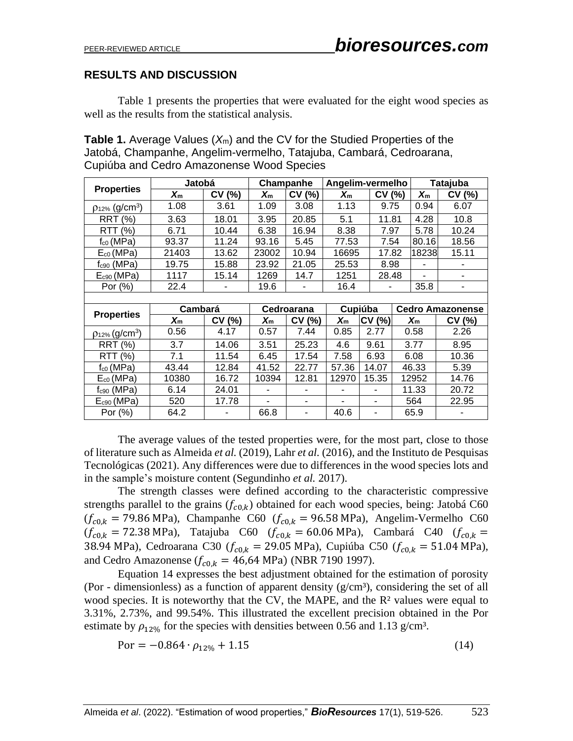## RESULTS AND DISCUSSION

Table 1 presents the properties that were evaluated for the eight wood species as well as the results from the statistical analysis.

**Table 1.** Average Values ($X_m$) and the CV for the Studied Properties of the Jatobá, Champanhe, Angelim-vermelho, Tatajuba, Cambará, Cedroarana, Cupiúba and Cedro Amazonense Wood Species

| Properties | Jatobá | | Champanhe | | Angelim-vermelho | | Tatajuba | |
|---|---|---|---|---|---|---|---|---|
| | $X_m$ | CV (%) | $X_m$ | CV (%) | $X_m$ | CV (%) | $X_m$ | CV (%) |
| $\rho_{12\%}$ (g/cm³) | 1.08 | 3.61 | 1.09 | 3.08 | 1.13 | 9.75 | 0.94 | 6.07 |
| RRT (%) | 3.63 | 18.01 | 3.95 | 20.85 | 5.1 | 11.81 | 4.28 | 10.8 |
| RTT (%) | 6.71 | 10.44 | 6.38 | 16.94 | 8.38 | 7.97 | 5.78 | 10.24 |
| $f_{c0}$ (MPa) | 93.37 | 11.24 | 93.16 | 5.45 | 77.53 | 7.54 | 80.16 | 18.56 |
| $E_{c0}$ (MPa) | 21403 | 13.62 | 23002 | 10.94 | 16695 | 17.82 | 18238 | 15.11 |
| $f_{c90}$ (MPa) | 19.75 | 15.88 | 23.92 | 21.05 | 25.53 | 8.98 | - | - |
| $E_{c90}$ (MPa) | 1117 | 15.14 | 1269 | 14.7 | 1251 | 28.48 | - | - |
| Por (%) | 22.4 | - | 19.6 | - | 16.4 | - | 35.8 | - |
| **Properties** | **Cambará** | | **Cedroarana** | | **Cupiúba** | | **Cedro Amazonense** | |
| | $X_m$ | CV (%) | $X_m$ | CV (%) | $X_m$ | CV (%) | $X_m$ | CV (%) |
| $\rho_{12\%}$ (g/cm³) | 0.56 | 4.17 | 0.57 | 7.44 | 0.85 | 2.77 | 0.58 | 2.26 |
| RRT (%) | 3.7 | 14.06 | 3.51 | 25.23 | 4.6 | 9.61 | 3.77 | 8.95 |
| RTT (%) | 7.1 | 11.54 | 6.45 | 17.54 | 7.58 | 6.93 | 6.08 | 10.36 |
| $f_{c0}$ (MPa) | 43.44 | 12.84 | 41.52 | 22.77 | 57.36 | 14.07 | 46.33 | 5.39 |
| $E_{c0}$ (MPa) | 10380 | 16.72 | 10394 | 12.81 | 12970 | 15.35 | 12952 | 14.76 |
| $f_{c90}$ (MPa) | 6.14 | 24.01 | - | - | - | - | 11.33 | 20.72 |
| $E_{c90}$ (MPa) | 520 | 17.78 | - | - | - | - | 564 | 22.95 |
| Por (%) | 64.2 | - | 66.8 | - | 40.6 | - | 65.9 | - |

The average values of the tested properties were, for the most part, close to those of literature such as Almeida *et al.* (2019), Lahr *et al.* (2016), and the Instituto de Pesquisas Tecnológicas (2021). Any differences were due to differences in the wood species lots and in the sample's moisture content (Segundinho *et al.* 2017).

The strength classes were defined according to the characteristic compressive strengths parallel to the grains ($f_{c0,k}$) obtained for each wood species, being: Jatobá C60 ($f_{c0,k} = 79.86$ MPa), Champanhe C60 ($f_{c0,k} = 96.58$ MPa), Angelim-Vermelho C60 ($f_{c0,k} = 72.38$ MPa), Tatajuba C60 ($f_{c0,k} = 60.06$ MPa), Cambará C40 ($f_{c0,k} = 38.94$ MPa), Cedroarana C30 ($f_{c0,k} = 29.05$ MPa), Cupiúba C50 ($f_{c0,k} = 51.04$ MPa), and Cedro Amazonense ($f_{c0,k} = 46,64$ MPa) (NBR 7190 1997).

Equation 14 expresses the best adjustment obtained for the estimation of porosity (Por - dimensionless) as a function of apparent density (g/cm³), considering the set of all wood species. It is noteworthy that the CV, the MAPE, and the $R^2$ values were equal to 3.31%, 2.73%, and 99.54%. This illustrated the excellent precision obtained in the Por estimate by $\rho_{12\%}$ for the species with densities between 0.56 and 1.13 g/cm³.

$$\text{Por} = -0.864 \cdot \rho_{12\%} + 1.15 \tag{14}$$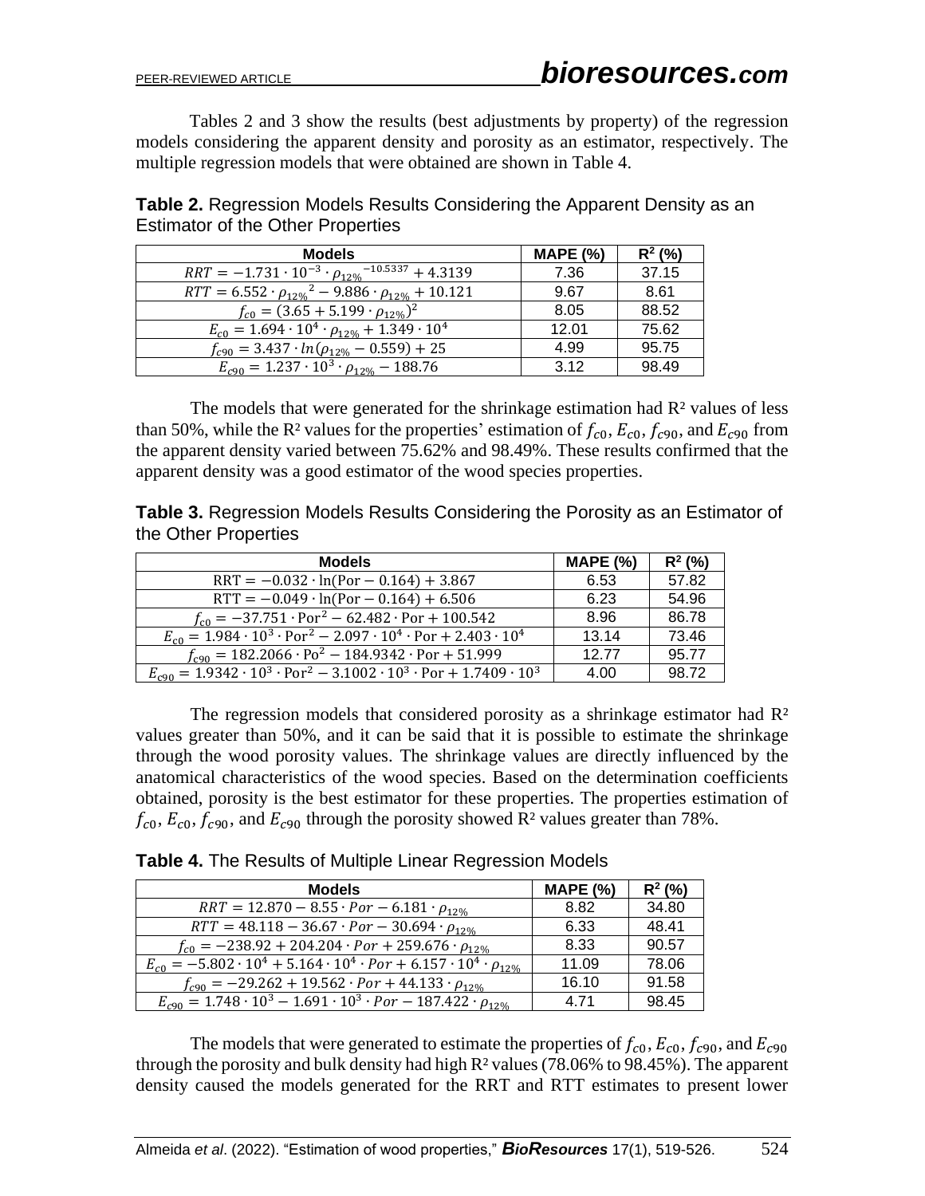Tables 2 and 3 show the results (best adjustments by property) of the regression models considering the apparent density and porosity as an estimator, respectively. The multiple regression models that were obtained are shown in Table 4.

**Table 2.** Regression Models Results Considering the Apparent Density as an Estimator of the Other Properties

| Models | MAPE (%) | $R^2$ (%) |
|---|---|---|
| $RRT = -1.731 \cdot 10^{-3} \cdot \rho_{12\%}{}^{-10.5337} + 4.3139$ | 7.36 | 37.15 |
| $RTT = 6.552 \cdot \rho_{12\%}{}^2 - 9.886 \cdot \rho_{12\%} + 10.121$ | 9.67 | 8.61 |
| $f_{c0} = (3.65 + 5.199 \cdot \rho_{12\%})^2$ | 8.05 | 88.52 |
| $E_{c0} = 1.694 \cdot 10^4 \cdot \rho_{12\%} + 1.349 \cdot 10^4$ | 12.01 | 75.62 |
| $f_{c90} = 3.437 \cdot ln(\rho_{12\%} - 0.559) + 25$ | 4.99 | 95.75 |
| $E_{c90} = 1.237 \cdot 10^3 \cdot \rho_{12\%} - 188.76$ | 3.12 | 98.49 |

The models that were generated for the shrinkage estimation had $R^2$ values of less than 50%, while the $R^2$ values for the properties' estimation of $f_{c0}$, $E_{c0}$, $f_{c90}$, and $E_{c90}$ from the apparent density varied between 75.62% and 98.49%. These results confirmed that the apparent density was a good estimator of the wood species properties.

**Table 3.** Regression Models Results Considering the Porosity as an Estimator of the Other Properties

| Models | MAPE (%) | $R^2$ (%) |
|---|---|---|
| $\mathrm{RRT} = -0.032 \cdot \ln(\mathrm{Por} - 0.164) + 3.867$ | 6.53 | 57.82 |
| $\mathrm{RTT} = -0.049 \cdot \ln(\mathrm{Por} - 0.164) + 6.506$ | 6.23 | 54.96 |
| $f_{c0} = -37.751 \cdot \mathrm{Por}^2 - 62.482 \cdot \mathrm{Por} + 100.542$ | 8.96 | 86.78 |
| $E_{c0} = 1.984 \cdot 10^3 \cdot \mathrm{Por}^2 - 2.097 \cdot 10^4 \cdot \mathrm{Por} + 2.403 \cdot 10^4$ | 13.14 | 73.46 |
| $f_{c90} = 182.2066 \cdot \mathrm{Po}^2 - 184.9342 \cdot \mathrm{Por} + 51.999$ | 12.77 | 95.77 |
| $E_{c90} = 1.9342 \cdot 10^3 \cdot \mathrm{Por}^2 - 3.1002 \cdot 10^3 \cdot \mathrm{Por} + 1.7409 \cdot 10^3$ | 4.00 | 98.72 |

The regression models that considered porosity as a shrinkage estimator had $R^2$ values greater than 50%, and it can be said that it is possible to estimate the shrinkage through the wood porosity values. The shrinkage values are directly influenced by the anatomical characteristics of the wood species. Based on the determination coefficients obtained, porosity is the best estimator for these properties. The properties estimation of $f_{c0}$, $E_{c0}$, $f_{c90}$, and $E_{c90}$ through the porosity showed $R^2$ values greater than 78%.

**Table 4.** The Results of Multiple Linear Regression Models

| Models | MAPE (%) | $R^2$ (%) |
|---|---|---|
| $RRT = 12.870 - 8.55 \cdot Por - 6.181 \cdot \rho_{12\%}$ | 8.82 | 34.80 |
| $RTT = 48.118 - 36.67 \cdot Por - 30.694 \cdot \rho_{12\%}$ | 6.33 | 48.41 |
| $f_{c0} = -238.92 + 204.204 \cdot Por + 259.676 \cdot \rho_{12\%}$ | 8.33 | 90.57 |
| $E_{c0} = -5.802 \cdot 10^4 + 5.164 \cdot 10^4 \cdot Por + 6.157 \cdot 10^4 \cdot \rho_{12\%}$ | 11.09 | 78.06 |
| $f_{c90} = -29.262 + 19.562 \cdot Por + 44.133 \cdot \rho_{12\%}$ | 16.10 | 91.58 |
| $E_{c90} = 1.748 \cdot 10^3 - 1.691 \cdot 10^3 \cdot Por - 187.422 \cdot \rho_{12\%}$ | 4.71 | 98.45 |

The models that were generated to estimate the properties of $f_{c0}$, $E_{c0}$, $f_{c90}$, and $E_{c90}$ through the porosity and bulk density had high $R^2$ values (78.06% to 98.45%). The apparent density caused the models generated for the RRT and RTT estimates to present lower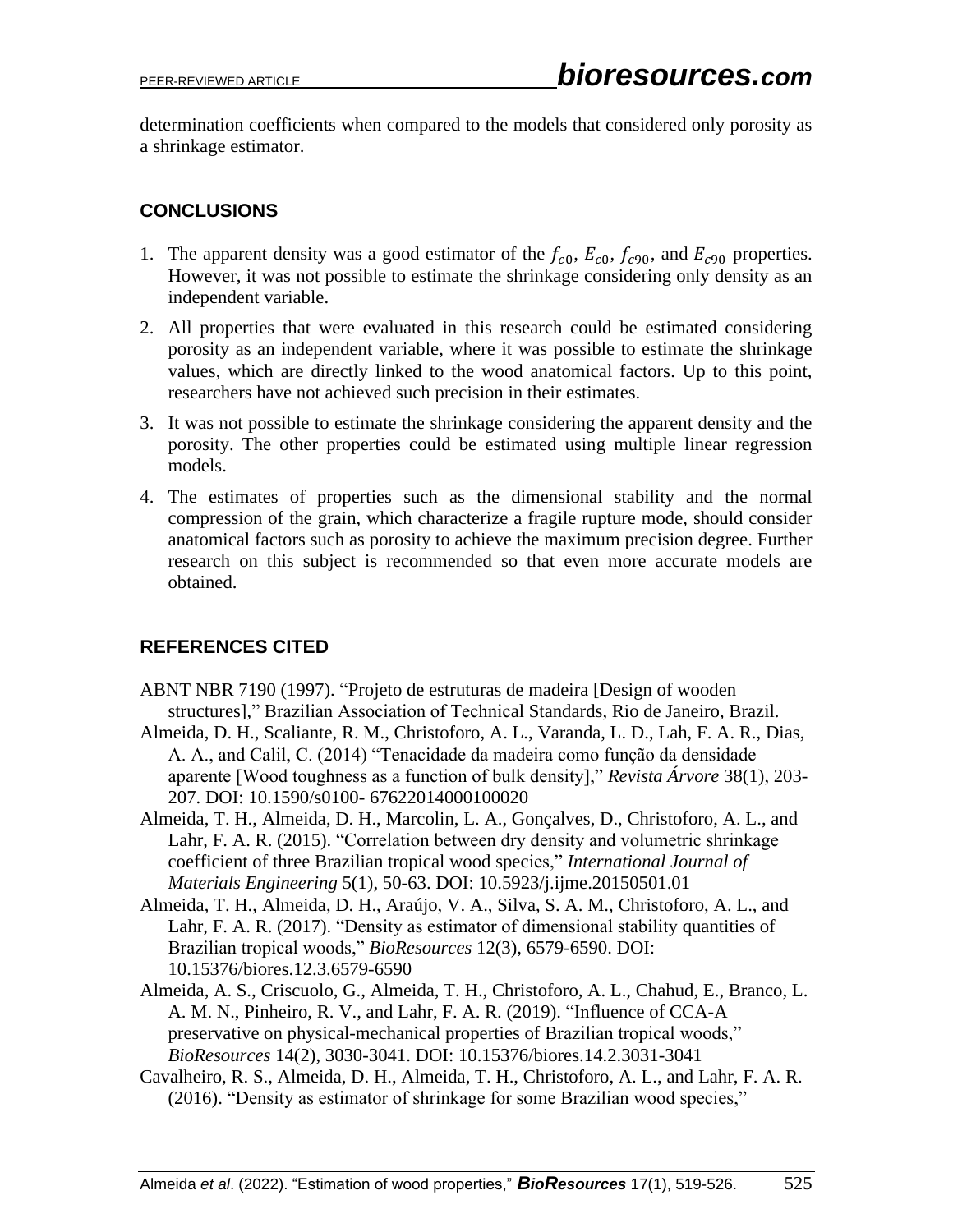determination coefficients when compared to the models that considered only porosity as a shrinkage estimator.

## CONCLUSIONS

1. The apparent density was a good estimator of the $f_{c0}$, $E_{c0}$, $f_{c90}$, and $E_{c90}$ properties. However, it was not possible to estimate the shrinkage considering only density as an independent variable.
2. All properties that were evaluated in this research could be estimated considering porosity as an independent variable, where it was possible to estimate the shrinkage values, which are directly linked to the wood anatomical factors. Up to this point, researchers have not achieved such precision in their estimates.
3. It was not possible to estimate the shrinkage considering the apparent density and the porosity. The other properties could be estimated using multiple linear regression models.
4. The estimates of properties such as the dimensional stability and the normal compression of the grain, which characterize a fragile rupture mode, should consider anatomical factors such as porosity to achieve the maximum precision degree. Further research on this subject is recommended so that even more accurate models are obtained.

## REFERENCES CITED

ABNT NBR 7190 (1997). "Projeto de estruturas de madeira [Design of wooden structures]," Brazilian Association of Technical Standards, Rio de Janeiro, Brazil.

Almeida, D. H., Scaliante, R. M., Christoforo, A. L., Varanda, L. D., Lah, F. A. R., Dias, A. A., and Calil, C. (2014) "Tenacidade da madeira como função da densidade aparente [Wood toughness as a function of bulk density]," *Revista Árvore* 38(1), 203-207. DOI: 10.1590/s0100- 67622014000100020

Almeida, T. H., Almeida, D. H., Marcolin, L. A., Gonçalves, D., Christoforo, A. L., and Lahr, F. A. R. (2015). "Correlation between dry density and volumetric shrinkage coefficient of three Brazilian tropical wood species," *International Journal of Materials Engineering* 5(1), 50-63. DOI: 10.5923/j.ijme.20150501.01

Almeida, T. H., Almeida, D. H., Araújo, V. A., Silva, S. A. M., Christoforo, A. L., and Lahr, F. A. R. (2017). "Density as estimator of dimensional stability quantities of Brazilian tropical woods," *BioResources* 12(3), 6579-6590. DOI: 10.15376/biores.12.3.6579-6590

Almeida, A. S., Criscuolo, G., Almeida, T. H., Christoforo, A. L., Chahud, E., Branco, L. A. M. N., Pinheiro, R. V., and Lahr, F. A. R. (2019). "Influence of CCA-A preservative on physical-mechanical properties of Brazilian tropical woods," *BioResources* 14(2), 3030-3041. DOI: 10.15376/biores.14.2.3031-3041

Cavalheiro, R. S., Almeida, D. H., Almeida, T. H., Christoforo, A. L., and Lahr, F. A. R. (2016). "Density as estimator of shrinkage for some Brazilian wood species,"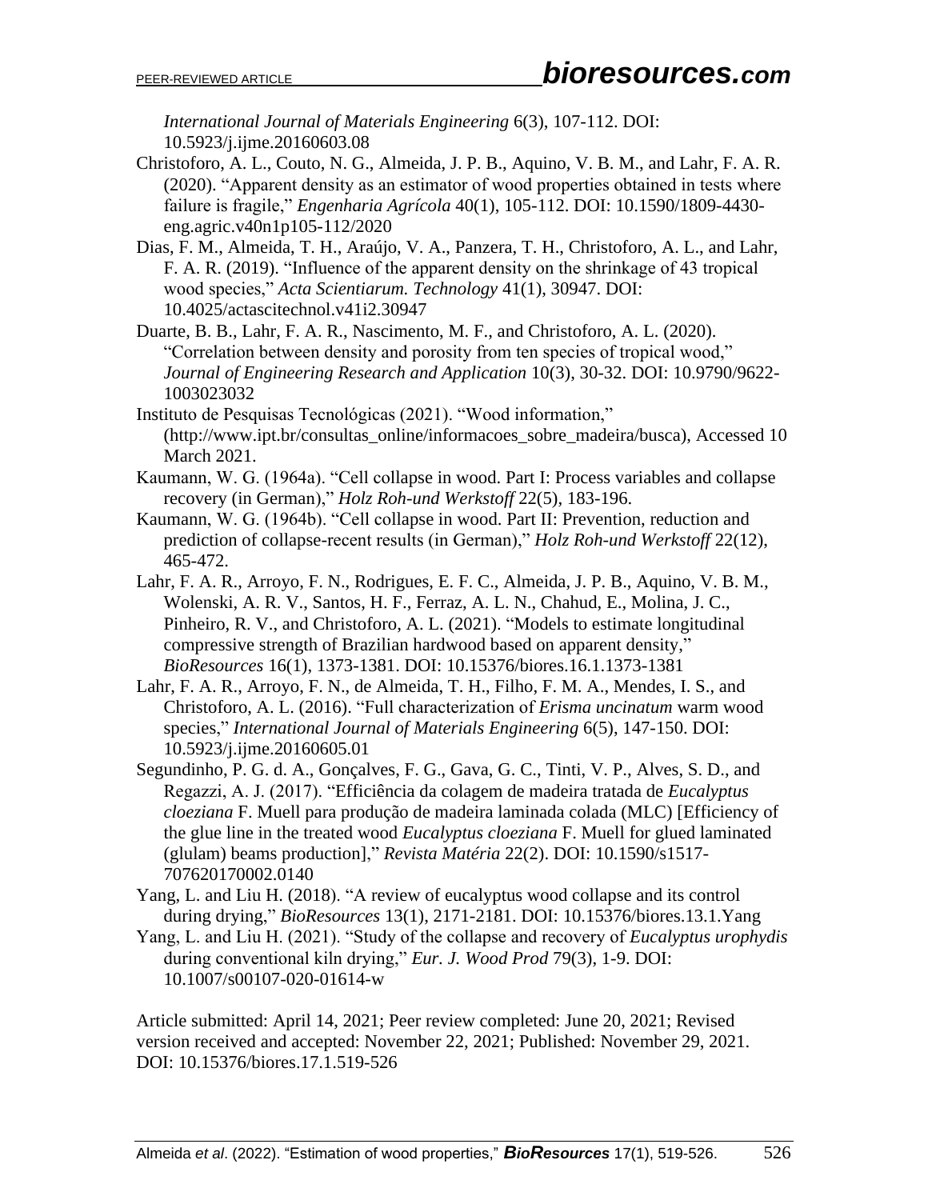*International Journal of Materials Engineering* 6(3), 107-112. DOI: 10.5923/j.ijme.20160603.08

Christoforo, A. L., Couto, N. G., Almeida, J. P. B., Aquino, V. B. M., and Lahr, F. A. R. (2020). "Apparent density as an estimator of wood properties obtained in tests where failure is fragile," *Engenharia Agrícola* 40(1), 105-112. DOI: 10.1590/1809-4430-eng.agric.v40n1p105-112/2020

Dias, F. M., Almeida, T. H., Araújo, V. A., Panzera, T. H., Christoforo, A. L., and Lahr, F. A. R. (2019). "Influence of the apparent density on the shrinkage of 43 tropical wood species," *Acta Scientiarum. Technology* 41(1), 30947. DOI: 10.4025/actascitechnol.v41i2.30947

Duarte, B. B., Lahr, F. A. R., Nascimento, M. F., and Christoforo, A. L. (2020). "Correlation between density and porosity from ten species of tropical wood," *Journal of Engineering Research and Application* 10(3), 30-32. DOI: 10.9790/9622-1003023032

Instituto de Pesquisas Tecnológicas (2021). "Wood information," (http://www.ipt.br/consultas_online/informacoes_sobre_madeira/busca), Accessed 10 March 2021.

Kaumann, W. G. (1964a). "Cell collapse in wood. Part I: Process variables and collapse recovery (in German)," *Holz Roh-und Werkstoff* 22(5), 183-196.

Kaumann, W. G. (1964b). "Cell collapse in wood. Part II: Prevention, reduction and prediction of collapse-recent results (in German)," *Holz Roh-und Werkstoff* 22(12), 465-472.

Lahr, F. A. R., Arroyo, F. N., Rodrigues, E. F. C., Almeida, J. P. B., Aquino, V. B. M., Wolenski, A. R. V., Santos, H. F., Ferraz, A. L. N., Chahud, E., Molina, J. C., Pinheiro, R. V., and Christoforo, A. L. (2021). "Models to estimate longitudinal compressive strength of Brazilian hardwood based on apparent density," *BioResources* 16(1), 1373-1381. DOI: 10.15376/biores.16.1.1373-1381

Lahr, F. A. R., Arroyo, F. N., de Almeida, T. H., Filho, F. M. A., Mendes, I. S., and Christoforo, A. L. (2016). "Full characterization of *Erisma uncinatum* warm wood species," *International Journal of Materials Engineering* 6(5), 147-150. DOI: 10.5923/j.ijme.20160605.01

Segundinho, P. G. d. A., Gonçalves, F. G., Gava, G. C., Tinti, V. P., Alves, S. D., and Regazzi, A. J. (2017). "Efficiência da colagem de madeira tratada de *Eucalyptus cloeziana* F. Muell para produção de madeira laminada colada (MLC) [Efficiency of the glue line in the treated wood *Eucalyptus cloeziana* F. Muell for glued laminated (glulam) beams production]," *Revista Matéria* 22(2). DOI: 10.1590/s1517-707620170002.0140

Yang, L. and Liu H. (2018). "A review of eucalyptus wood collapse and its control during drying," *BioResources* 13(1), 2171-2181. DOI: 10.15376/biores.13.1.Yang

Yang, L. and Liu H. (2021). "Study of the collapse and recovery of *Eucalyptus urophydis* during conventional kiln drying," *Eur. J. Wood Prod* 79(3), 1-9. DOI: 10.1007/s00107-020-01614-w

Article submitted: April 14, 2021; Peer review completed: June 20, 2021; Revised version received and accepted: November 22, 2021; Published: November 29, 2021. DOI: 10.15376/biores.17.1.519-526